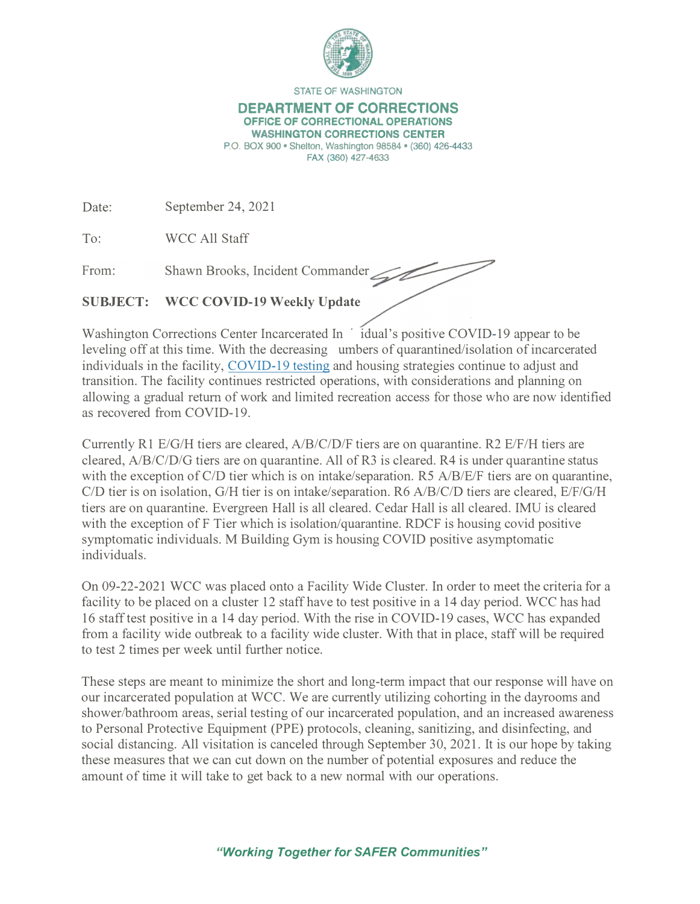STATE OF WASHINGTON

**DEPARTMENT OF CORRECTIONS**
**OFFICE OF CORRECTIONAL OPERATIONS**
**WASHINGTON CORRECTIONS CENTER**
P.O. BOX 900 • Shelton, Washington 98584 • (360) 426-4433
FAX (360) 427-4633

Date: September 24, 2021

To: WCC All Staff

From: Shawn Brooks, Incident Commander

**SUBJECT: WCC COVID-19 Weekly Update**

Washington Corrections Center Incarcerated In ˙ idual's positive COVID-19 appear to be leveling off at this time. With the decreasing umbers of quarantined/isolation of incarcerated individuals in the facility, COVID-19 testing and housing strategies continue to adjust and transition. The facility continues restricted operations, with considerations and planning on allowing a gradual return of work and limited recreation access for those who are now identified as recovered from COVID-19.

Currently R1 E/G/H tiers are cleared, A/B/C/D/F tiers are on quarantine. R2 E/F/H tiers are cleared, A/B/C/D/G tiers are on quarantine. All of R3 is cleared. R4 is under quarantine status with the exception of C/D tier which is on intake/separation. R5 A/B/E/F tiers are on quarantine, C/D tier is on isolation, G/H tier is on intake/separation. R6 A/B/C/D tiers are cleared, E/F/G/H tiers are on quarantine. Evergreen Hall is all cleared. Cedar Hall is all cleared. IMU is cleared with the exception of F Tier which is isolation/quarantine. RDCF is housing covid positive symptomatic individuals. M Building Gym is housing COVID positive asymptomatic individuals.

On 09-22-2021 WCC was placed onto a Facility Wide Cluster. In order to meet the criteria for a facility to be placed on a cluster 12 staff have to test positive in a 14 day period. WCC has had 16 staff test positive in a 14 day period. With the rise in COVID-19 cases, WCC has expanded from a facility wide outbreak to a facility wide cluster. With that in place, staff will be required to test 2 times per week until further notice.

These steps are meant to minimize the short and long-term impact that our response will have on our incarcerated population at WCC. We are currently utilizing cohorting in the dayrooms and shower/bathroom areas, serial testing of our incarcerated population, and an increased awareness to Personal Protective Equipment (PPE) protocols, cleaning, sanitizing, and disinfecting, and social distancing. All visitation is canceled through September 30, 2021. It is our hope by taking these measures that we can cut down on the number of potential exposures and reduce the amount of time it will take to get back to a new normal with our operations.

*"Working Together for SAFER Communities"*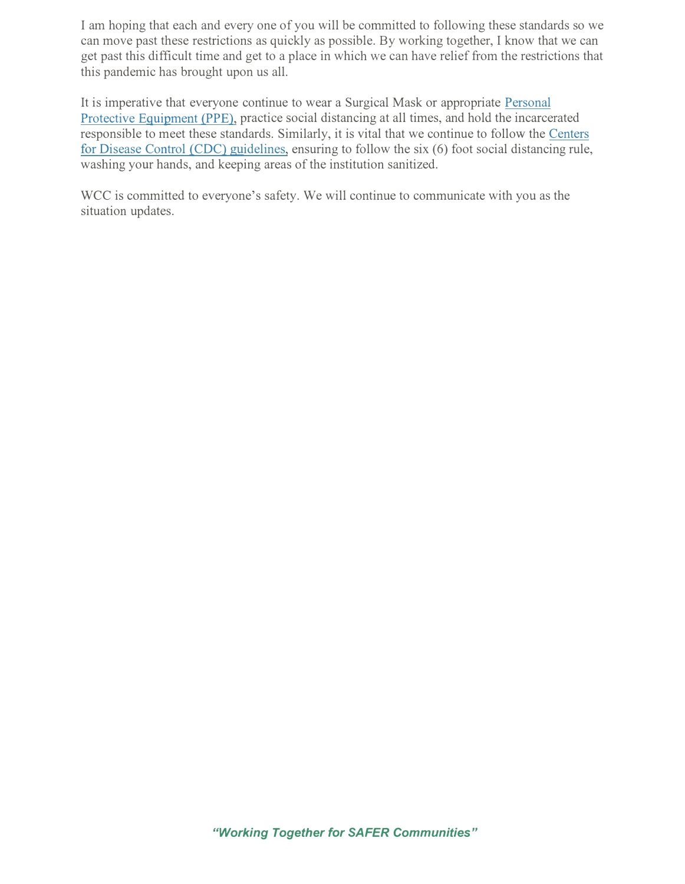I am hoping that each and every one of you will be committed to following these standards so we can move past these restrictions as quickly as possible. By working together, I know that we can get past this difficult time and get to a place in which we can have relief from the restrictions that this pandemic has brought upon us all.

It is imperative that everyone continue to wear a Surgical Mask or appropriate Personal Protective Equipment (PPE), practice social distancing at all times, and hold the incarcerated responsible to meet these standards. Similarly, it is vital that we continue to follow the Centers for Disease Control (CDC) guidelines, ensuring to follow the six (6) foot social distancing rule, washing your hands, and keeping areas of the institution sanitized.

WCC is committed to everyone's safety. We will continue to communicate with you as the situation updates.

***"Working Together for SAFER Communities"***